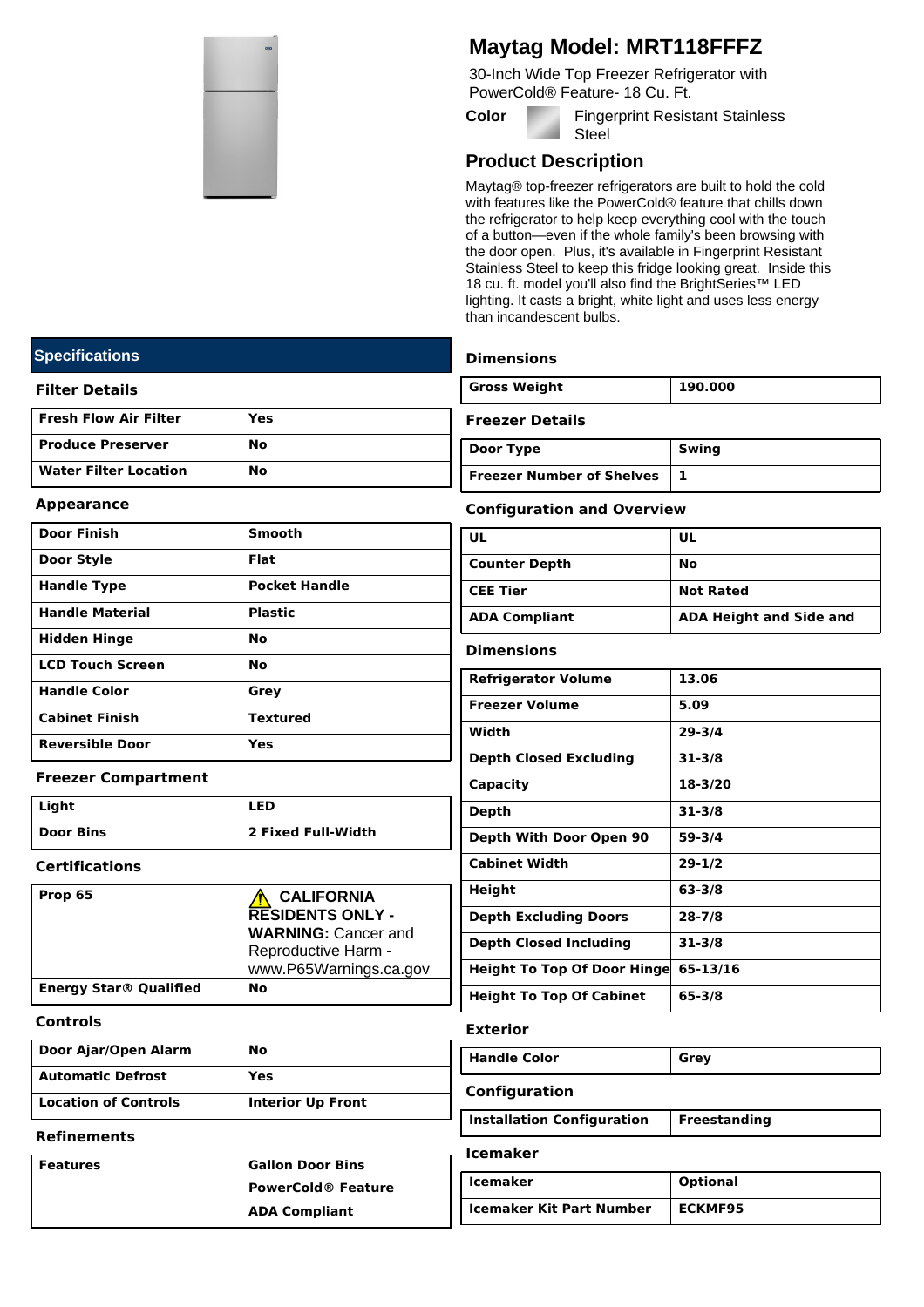# Maytag Model: MRT118FFFZ

30-Inch Wide Top Freezer Refrigerator with PowerCold® Feature- 18 Cu. Ft.

**Color** Fingerprint Resistant Stainless Steel

## Product Description

Maytag® top-freezer refrigerators are built to hold the cold with features like the PowerCold® feature that chills down the refrigerator to help keep everything cool with the touch of a button—even if the whole family's been browsing with the door open. Plus, it's available in Fingerprint Resistant Stainless Steel to keep this fridge looking great. Inside this 18 cu. ft. model you'll also find the BrightSeries™ LED lighting. It casts a bright, white light and uses less energy than incandescent bulbs.

## Specifications

### Filter Details

| | |
|---|---|
| Fresh Flow Air Filter | Yes |
| Produce Preserver | No |
| Water Filter Location | No |

### Appearance

| | |
|---|---|
| Door Finish | Smooth |
| Door Style | Flat |
| Handle Type | Pocket Handle |
| Handle Material | Plastic |
| Hidden Hinge | No |
| LCD Touch Screen | No |
| Handle Color | Grey |
| Cabinet Finish | Textured |
| Reversible Door | Yes |

### Freezer Compartment

| | |
|---|---|
| Light | LED |
| Door Bins | 2 Fixed Full-Width |

### Certifications

| | |
|---|---|
| Prop 65 | ⚠ **CALIFORNIA RESIDENTS ONLY - WARNING:** Cancer and Reproductive Harm - www.P65Warnings.ca.gov |
| Energy Star® Qualified | No |

### Controls

| | |
|---|---|
| Door Ajar/Open Alarm | No |
| Automatic Defrost | Yes |
| Location of Controls | Interior Up Front |

### Refinements

| | |
|---|---|
| Features | Gallon Door Bins<br>PowerCold® Feature<br>ADA Compliant |

### Dimensions

| | |
|---|---|
| Gross Weight | 190.000 |

### Freezer Details

| | |
|---|---|
| Door Type | Swing |
| Freezer Number of Shelves | 1 |

### Configuration and Overview

| | |
|---|---|
| UL | UL |
| Counter Depth | No |
| CEE Tier | Not Rated |
| ADA Compliant | ADA Height and Side and |

### Dimensions

| | |
|---|---|
| Refrigerator Volume | 13.06 |
| Freezer Volume | 5.09 |
| Width | 29-3/4 |
| Depth Closed Excluding | 31-3/8 |
| Capacity | 18-3/20 |
| Depth | 31-3/8 |
| Depth With Door Open 90 | 59-3/4 |
| Cabinet Width | 29-1/2 |
| Height | 63-3/8 |
| Depth Excluding Doors | 28-7/8 |
| Depth Closed Including | 31-3/8 |
| Height To Top Of Door Hinge | 65-13/16 |
| Height To Top Of Cabinet | 65-3/8 |

### Exterior

| | |
|---|---|
| Handle Color | Grey |

### Configuration

| | |
|---|---|
| Installation Configuration | Freestanding |

### Icemaker

| | |
|---|---|
| Icemaker | Optional |
| Icemaker Kit Part Number | ECKMF95 |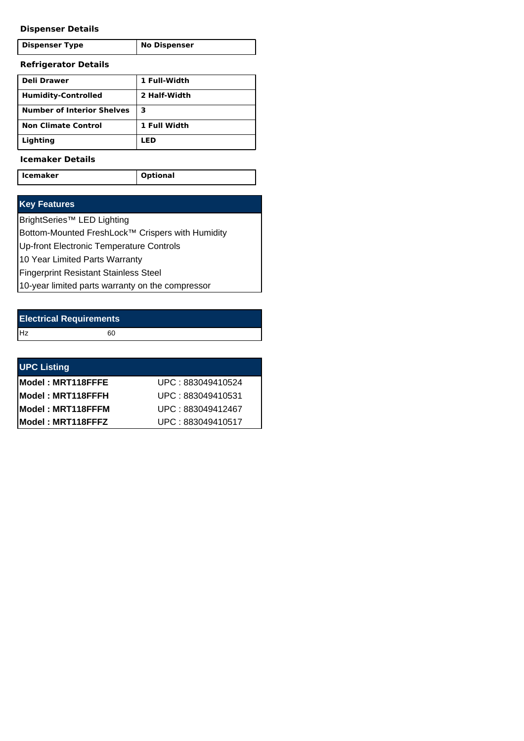**Dispenser Details**

| | |
|---|---|
| **Dispenser Type** | **No Dispenser** |

**Refrigerator Details**

| | |
|---|---|
| **Deli Drawer** | **1 Full-Width** |
| **Humidity-Controlled** | **2 Half-Width** |
| **Number of Interior Shelves** | **3** |
| **Non Climate Control** | **1 Full Width** |
| **Lighting** | **LED** |

**Icemaker Details**

| | |
|---|---|
| **Icemaker** | **Optional** |

| Key Features |
|---|
| BrightSeries™ LED Lighting |
| Bottom-Mounted FreshLock™ Crispers with Humidity |
| Up-front Electronic Temperature Controls |
| 10 Year Limited Parts Warranty |
| Fingerprint Resistant Stainless Steel |
| 10-year limited parts warranty on the compressor |

| Electrical Requirements | |
|---|---|
| Hz | 60 |

| UPC Listing | |
|---|---|
| **Model : MRT118FFFE** | UPC : 883049410524 |
| **Model : MRT118FFFH** | UPC : 883049410531 |
| **Model : MRT118FFFM** | UPC : 883049412467 |
| **Model : MRT118FFFZ** | UPC : 883049410517 |